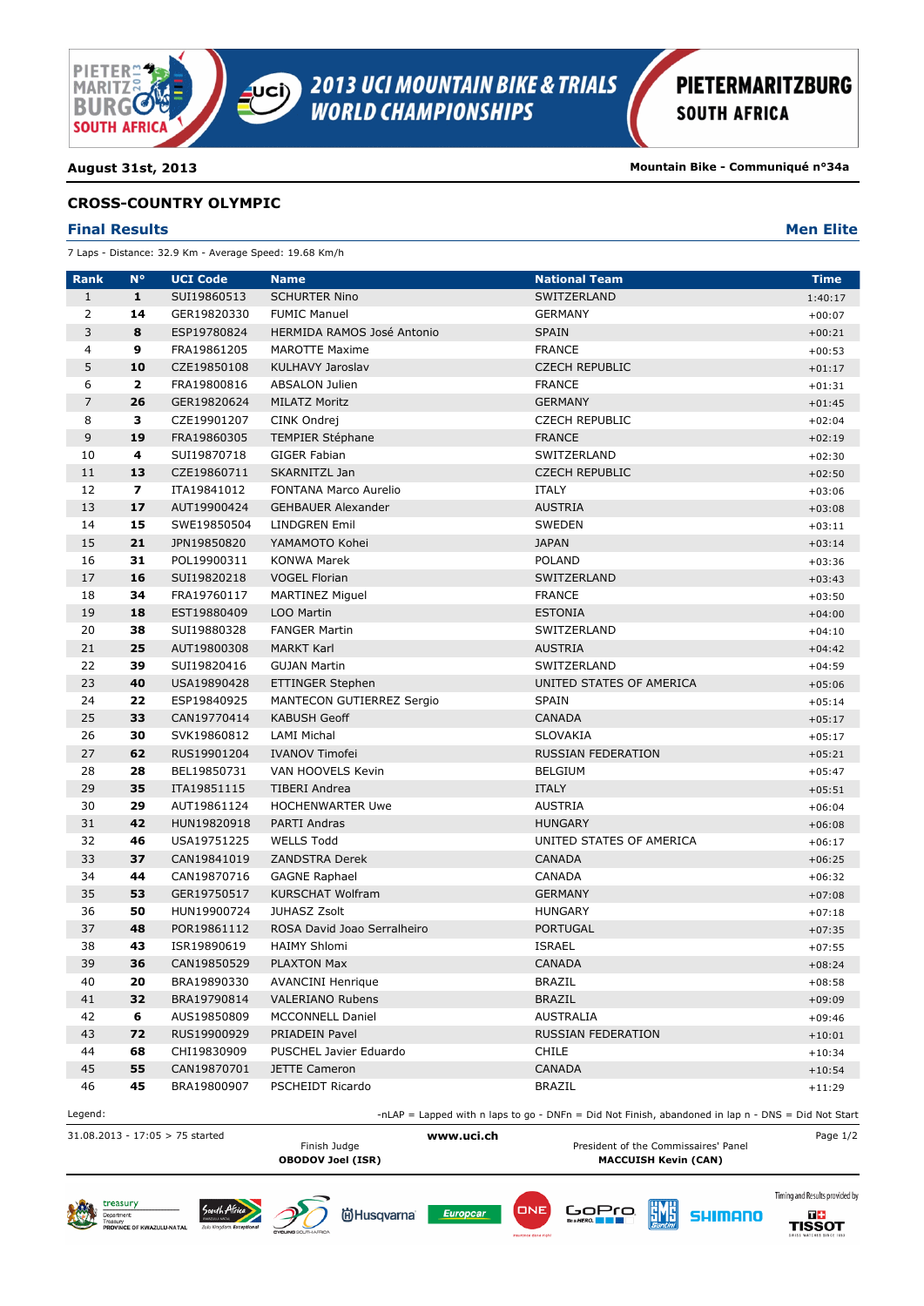# 2013 UCI MOUNTAIN BIKE & TRIALS WORLD CHAMPIONSHIPS

PIETERMARITZBURG SOUTH AFRICA

**August 31st, 2013** **Mountain Bike - Communiqué n°34a**

## CROSS-COUNTRY OLYMPIC

### Final Results

**Men Elite**

7 Laps - Distance: 32.9 Km - Average Speed: 19.68 Km/h

| Rank | N° | UCI Code | Name | National Team | Time |
|---|---|---|---|---|---|
| 1 | **1** | SUI19860513 | SCHURTER Nino | SWITZERLAND | 1:40:17 |
| 2 | **14** | GER19820330 | FUMIC Manuel | GERMANY | +00:07 |
| 3 | **8** | ESP19780824 | HERMIDA RAMOS José Antonio | SPAIN | +00:21 |
| 4 | **9** | FRA19861205 | MAROTTE Maxime | FRANCE | +00:53 |
| 5 | **10** | CZE19850108 | KULHAVY Jaroslav | CZECH REPUBLIC | +01:17 |
| 6 | **2** | FRA19800816 | ABSALON Julien | FRANCE | +01:31 |
| 7 | **26** | GER19820624 | MILATZ Moritz | GERMANY | +01:45 |
| 8 | **3** | CZE19901207 | CINK Ondrej | CZECH REPUBLIC | +02:04 |
| 9 | **19** | FRA19860305 | TEMPIER Stéphane | FRANCE | +02:19 |
| 10 | **4** | SUI19870718 | GIGER Fabian | SWITZERLAND | +02:30 |
| 11 | **13** | CZE19860711 | SKARNITZL Jan | CZECH REPUBLIC | +02:50 |
| 12 | **7** | ITA19841012 | FONTANA Marco Aurelio | ITALY | +03:06 |
| 13 | **17** | AUT19900424 | GEHBAUER Alexander | AUSTRIA | +03:08 |
| 14 | **15** | SWE19850504 | LINDGREN Emil | SWEDEN | +03:11 |
| 15 | **21** | JPN19850820 | YAMAMOTO Kohei | JAPAN | +03:14 |
| 16 | **31** | POL19900311 | KONWA Marek | POLAND | +03:36 |
| 17 | **16** | SUI19820218 | VOGEL Florian | SWITZERLAND | +03:43 |
| 18 | **34** | FRA19760117 | MARTINEZ Miguel | FRANCE | +03:50 |
| 19 | **18** | EST19880409 | LOO Martin | ESTONIA | +04:00 |
| 20 | **38** | SUI19880328 | FANGER Martin | SWITZERLAND | +04:10 |
| 21 | **25** | AUT19800308 | MARKT Karl | AUSTRIA | +04:42 |
| 22 | **39** | SUI19820416 | GUJAN Martin | SWITZERLAND | +04:59 |
| 23 | **40** | USA19890428 | ETTINGER Stephen | UNITED STATES OF AMERICA | +05:06 |
| 24 | **22** | ESP19840925 | MANTECON GUTIERREZ Sergio | SPAIN | +05:14 |
| 25 | **33** | CAN19770414 | KABUSH Geoff | CANADA | +05:17 |
| 26 | **30** | SVK19860812 | LAMI Michal | SLOVAKIA | +05:17 |
| 27 | **62** | RUS19901204 | IVANOV Timofei | RUSSIAN FEDERATION | +05:21 |
| 28 | **28** | BEL19850731 | VAN HOOVELS Kevin | BELGIUM | +05:47 |
| 29 | **35** | ITA19851115 | TIBERI Andrea | ITALY | +05:51 |
| 30 | **29** | AUT19861124 | HOCHENWARTER Uwe | AUSTRIA | +06:04 |
| 31 | **42** | HUN19820918 | PARTI Andras | HUNGARY | +06:08 |
| 32 | **46** | USA19751225 | WELLS Todd | UNITED STATES OF AMERICA | +06:17 |
| 33 | **37** | CAN19841019 | ZANDSTRA Derek | CANADA | +06:25 |
| 34 | **44** | CAN19870716 | GAGNE Raphael | CANADA | +06:32 |
| 35 | **53** | GER19750517 | KURSCHAT Wolfram | GERMANY | +07:08 |
| 36 | **50** | HUN19900724 | JUHASZ Zsolt | HUNGARY | +07:18 |
| 37 | **48** | POR19861112 | ROSA David Joao Serralheiro | PORTUGAL | +07:35 |
| 38 | **43** | ISR19890619 | HAIMY Shlomi | ISRAEL | +07:55 |
| 39 | **36** | CAN19850529 | PLAXTON Max | CANADA | +08:24 |
| 40 | **20** | BRA19890330 | AVANCINI Henrique | BRAZIL | +08:58 |
| 41 | **32** | BRA19790814 | VALERIANO Rubens | BRAZIL | +09:09 |
| 42 | **6** | AUS19850809 | MCCONNELL Daniel | AUSTRALIA | +09:46 |
| 43 | **72** | RUS19900929 | PRIADEIN Pavel | RUSSIAN FEDERATION | +10:01 |
| 44 | **68** | CHI19830909 | PUSCHEL Javier Eduardo | CHILE | +10:34 |
| 45 | **55** | CAN19870701 | JETTE Cameron | CANADA | +10:54 |
| 46 | **45** | BRA19800907 | PSCHEIDT Ricardo | BRAZIL | +11:29 |

Legend: -nLAP = Lapped with n laps to go - DNFn = Did Not Finish, abandoned in lap n - DNS = Did Not Start

31.08.2013 - 17:05 > 75 started

**www.uci.ch**

Finish Judge
**OBODOV Joel (ISR)**

President of the Commissaires' Panel
**MACCUISH Kevin (CAN)**

Timing and Results provided by TISSOT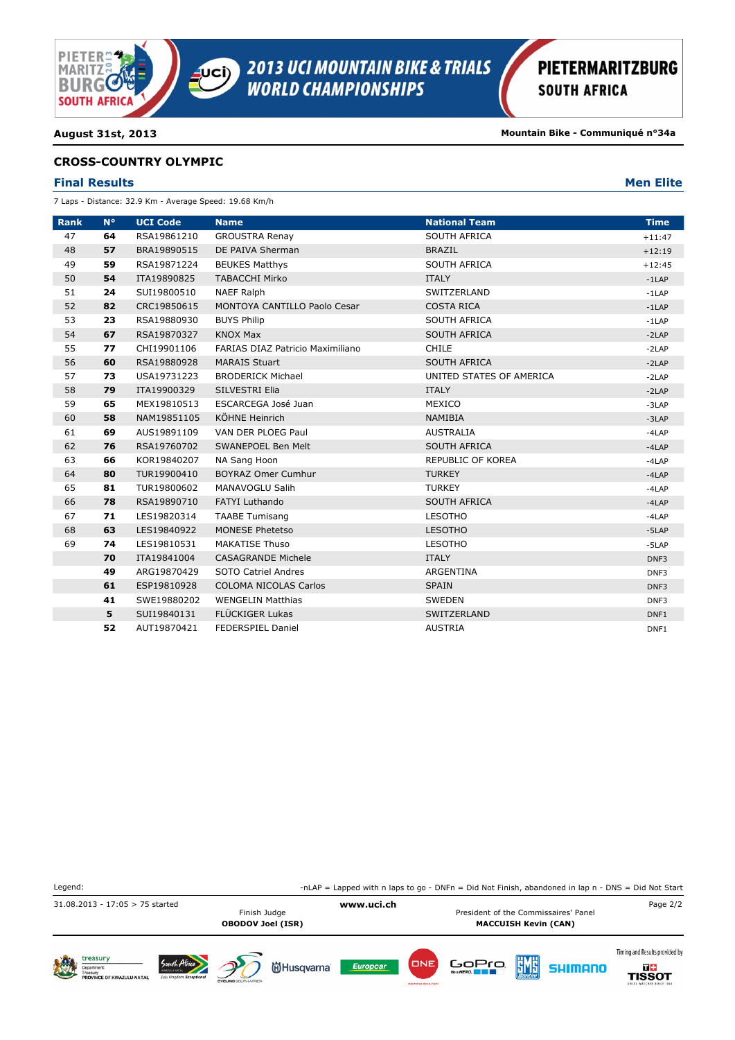August 31st, 2013 | Mountain Bike - Communiqué n°34a

## CROSS-COUNTRY OLYMPIC

### Final Results — Men Elite

7 Laps - Distance: 32.9 Km - Average Speed: 19.68 Km/h

| Rank | N° | UCI Code | Name | National Team | Time |
|---|---|---|---|---|---|
| 47 | **64** | RSA19861210 | GROUSTRA Renay | SOUTH AFRICA | +11:47 |
| 48 | **57** | BRA19890515 | DE PAIVA Sherman | BRAZIL | +12:19 |
| 49 | **59** | RSA19871224 | BEUKES Matthys | SOUTH AFRICA | +12:45 |
| 50 | **54** | ITA19890825 | TABACCHI Mirko | ITALY | -1LAP |
| 51 | **24** | SUI19800510 | NAEF Ralph | SWITZERLAND | -1LAP |
| 52 | **82** | CRC19850615 | MONTOYA CANTILLO Paolo Cesar | COSTA RICA | -1LAP |
| 53 | **23** | RSA19880930 | BUYS Philip | SOUTH AFRICA | -1LAP |
| 54 | **67** | RSA19870327 | KNOX Max | SOUTH AFRICA | -2LAP |
| 55 | **77** | CHI19901106 | FARIAS DIAZ Patricio Maximiliano | CHILE | -2LAP |
| 56 | **60** | RSA19880928 | MARAIS Stuart | SOUTH AFRICA | -2LAP |
| 57 | **73** | USA19731223 | BRODERICK Michael | UNITED STATES OF AMERICA | -2LAP |
| 58 | **79** | ITA19900329 | SILVESTRI Elia | ITALY | -2LAP |
| 59 | **65** | MEX19810513 | ESCARCEGA José Juan | MEXICO | -3LAP |
| 60 | **58** | NAM19851105 | KÖHNE Heinrich | NAMIBIA | -3LAP |
| 61 | **69** | AUS19891109 | VAN DER PLOEG Paul | AUSTRALIA | -4LAP |
| 62 | **76** | RSA19760702 | SWANEPOEL Ben Melt | SOUTH AFRICA | -4LAP |
| 63 | **66** | KOR19840207 | NA Sang Hoon | REPUBLIC OF KOREA | -4LAP |
| 64 | **80** | TUR19900410 | BOYRAZ Omer Cumhur | TURKEY | -4LAP |
| 65 | **81** | TUR19800602 | MANAVOGLU Salih | TURKEY | -4LAP |
| 66 | **78** | RSA19890710 | FATYI Luthando | SOUTH AFRICA | -4LAP |
| 67 | **71** | LES19820314 | TAABE Tumisang | LESOTHO | -4LAP |
| 68 | **63** | LES19840922 | MONESE Phetetso | LESOTHO | -5LAP |
| 69 | **74** | LES19810531 | MAKATISE Thuso | LESOTHO | -5LAP |
| | **70** | ITA19841004 | CASAGRANDE Michele | ITALY | DNF3 |
| | **49** | ARG19870429 | SOTO Catriel Andres | ARGENTINA | DNF3 |
| | **61** | ESP19810928 | COLOMA NICOLAS Carlos | SPAIN | DNF3 |
| | **41** | SWE19880202 | WENGELIN Matthias | SWEDEN | DNF3 |
| | **5** | SUI19840131 | FLÜCKIGER Lukas | SWITZERLAND | DNF1 |
| | **52** | AUT19870421 | FEDERSPIEL Daniel | AUSTRIA | DNF1 |

Legend: -nLAP = Lapped with n laps to go - DNFn = Did Not Finish, abandoned in lap n - DNS = Did Not Start

31.08.2013 - 17:05 > 75 started

www.uci.ch

Finish Judge
**OBODOV Joel (ISR)**

President of the Commissaires' Panel
**MACCUISH Kevin (CAN)**

Timing and Results provided by TISSOT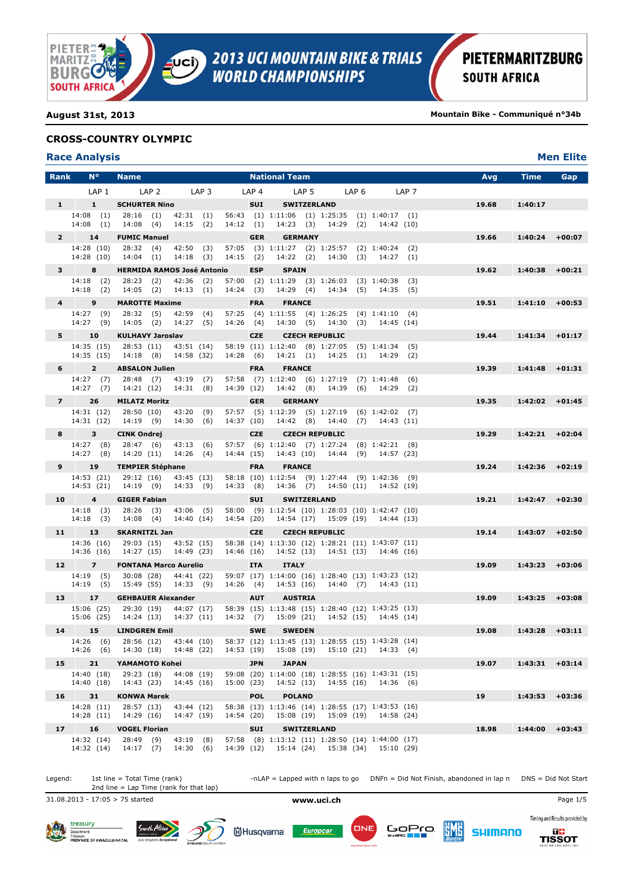**August 31st, 2013** | **Mountain Bike - Communiqué n°34b**

## CROSS-COUNTRY OLYMPIC

### Race Analysis — Men Elite

| Rank | N° | Name | National Team | | LAP 1 | LAP 2 | LAP 3 | LAP 4 | LAP 5 | LAP 6 | LAP 7 | Avg | Time | Gap |
|---|---|---|---|---|---|---|---|---|---|---|---|---|---|---|
| 1 | 1 | SCHURTER Nino | SUI | SWITZERLAND | 14:08 (1) | 28:16 (1) | 42:31 (1) | 56:43 (1) | 1:11:06 (1) | 1:25:35 (1) | 1:40:17 (1) | 19.68 | 1:40:17 | |
| | | | | | 14:08 (1) | 14:08 (4) | 14:15 (2) | 14:12 (1) | 14:23 (3) | 14:29 (2) | 14:42 (10) | | | |
| 2 | 14 | FUMIC Manuel | GER | GERMANY | 14:28 (10) | 28:32 (4) | 42:50 (3) | 57:05 (3) | 1:11:27 (2) | 1:25:57 (2) | 1:40:24 (2) | 19.66 | 1:40:24 | +00:07 |
| | | | | | 14:28 (10) | 14:04 (1) | 14:18 (3) | 14:15 (2) | 14:22 (2) | 14:30 (3) | 14:27 (1) | | | |
| 3 | 8 | HERMIDA RAMOS José Antonio | ESP | SPAIN | 14:18 (2) | 28:23 (2) | 42:36 (2) | 57:00 (2) | 1:11:29 (3) | 1:26:03 (3) | 1:40:38 (3) | 19.62 | 1:40:38 | +00:21 |
| | | | | | 14:18 (2) | 14:05 (2) | 14:13 (1) | 14:24 (3) | 14:29 (4) | 14:34 (5) | 14:35 (5) | | | |
| 4 | 9 | MAROTTE Maxime | FRA | FRANCE | 14:27 (9) | 28:32 (5) | 42:59 (4) | 57:25 (4) | 1:11:55 (4) | 1:26:25 (4) | 1:41:10 (4) | 19.51 | 1:41:10 | +00:53 |
| | | | | | 14:27 (9) | 14:05 (2) | 14:27 (5) | 14:26 (4) | 14:30 (5) | 14:30 (3) | 14:45 (14) | | | |
| 5 | 10 | KULHAVY Jaroslav | CZE | CZECH REPUBLIC | 14:35 (15) | 28:53 (11) | 43:51 (14) | 58:19 (11) | 1:12:40 (8) | 1:27:05 (5) | 1:41:34 (5) | 19.44 | 1:41:34 | +01:17 |
| | | | | | 14:35 (15) | 14:18 (8) | 14:58 (32) | 14:28 (6) | 14:21 (1) | 14:25 (1) | 14:29 (2) | | | |
| 6 | 2 | ABSALON Julien | FRA | FRANCE | 14:27 (7) | 28:48 (7) | 43:19 (7) | 57:58 (7) | 1:12:40 (6) | 1:27:19 (7) | 1:41:48 (6) | 19.39 | 1:41:48 | +01:31 |
| | | | | | 14:27 (7) | 14:21 (12) | 14:31 (8) | 14:39 (12) | 14:42 (8) | 14:39 (6) | 14:29 (2) | | | |
| 7 | 26 | MILATZ Moritz | GER | GERMANY | 14:31 (12) | 28:50 (10) | 43:20 (9) | 57:57 (5) | 1:12:39 (5) | 1:27:19 (6) | 1:42:02 (7) | 19.35 | 1:42:02 | +01:45 |
| | | | | | 14:31 (12) | 14:19 (9) | 14:30 (6) | 14:37 (10) | 14:42 (8) | 14:40 (7) | 14:43 (11) | | | |
| 8 | 3 | CINK Ondrej | CZE | CZECH REPUBLIC | 14:27 (8) | 28:47 (6) | 43:13 (6) | 57:57 (6) | 1:12:40 (7) | 1:27:24 (8) | 1:42:21 (8) | 19.29 | 1:42:21 | +02:04 |
| | | | | | 14:27 (8) | 14:20 (11) | 14:26 (4) | 14:44 (15) | 14:43 (10) | 14:44 (9) | 14:57 (23) | | | |
| 9 | 19 | TEMPIER Stéphane | FRA | FRANCE | 14:53 (21) | 29:12 (16) | 43:45 (13) | 58:18 (10) | 1:12:54 (9) | 1:27:44 (9) | 1:42:36 (9) | 19.24 | 1:42:36 | +02:19 |
| | | | | | 14:53 (21) | 14:19 (9) | 14:33 (9) | 14:33 (8) | 14:36 (7) | 14:50 (11) | 14:52 (19) | | | |
| 10 | 4 | GIGER Fabian | SUI | SWITZERLAND | 14:18 (3) | 28:26 (3) | 43:06 (5) | 58:00 (9) | 1:12:54 (10) | 1:28:03 (10) | 1:42:47 (10) | 19.21 | 1:42:47 | +02:30 |
| | | | | | 14:18 (3) | 14:08 (4) | 14:40 (14) | 14:54 (20) | 14:54 (17) | 15:09 (19) | 14:44 (13) | | | |
| 11 | 13 | SKARNITZL Jan | CZE | CZECH REPUBLIC | 14:36 (16) | 29:03 (15) | 43:52 (15) | 58:38 (14) | 1:13:30 (12) | 1:28:21 (11) | 1:43:07 (11) | 19.14 | 1:43:07 | +02:50 |
| | | | | | 14:36 (16) | 14:27 (15) | 14:49 (23) | 14:46 (16) | 14:52 (13) | 14:51 (13) | 14:46 (16) | | | |
| 12 | 7 | FONTANA Marco Aurelio | ITA | ITALY | 14:19 (5) | 30:08 (28) | 44:41 (22) | 59:07 (17) | 1:14:00 (16) | 1:28:40 (13) | 1:43:23 (12) | 19.09 | 1:43:23 | +03:06 |
| | | | | | 14:19 (5) | 15:49 (55) | 14:33 (9) | 14:26 (4) | 14:53 (16) | 14:40 (7) | 14:43 (11) | | | |
| 13 | 17 | GEHBAUER Alexander | AUT | AUSTRIA | 15:06 (25) | 29:30 (19) | 44:07 (17) | 58:39 (15) | 1:13:48 (15) | 1:28:40 (12) | 1:43:25 (13) | 19.09 | 1:43:25 | +03:08 |
| | | | | | 15:06 (25) | 14:24 (13) | 14:37 (11) | 14:32 (7) | 15:09 (21) | 14:52 (15) | 14:45 (14) | | | |
| 14 | 15 | LINDGREN Emil | SWE | SWEDEN | 14:26 (6) | 28:56 (12) | 43:44 (10) | 58:37 (12) | 1:13:45 (13) | 1:28:55 (15) | 1:43:28 (14) | 19.08 | 1:43:28 | +03:11 |
| | | | | | 14:26 (6) | 14:30 (18) | 14:48 (22) | 14:53 (19) | 15:08 (19) | 15:10 (21) | 14:33 (4) | | | |
| 15 | 21 | YAMAMOTO Kohei | JPN | JAPAN | 14:40 (18) | 29:23 (18) | 44:08 (19) | 59:08 (20) | 1:14:00 (18) | 1:28:55 (16) | 1:43:31 (15) | 19.07 | 1:43:31 | +03:14 |
| | | | | | 14:40 (18) | 14:43 (23) | 14:45 (16) | 15:00 (23) | 14:52 (13) | 14:55 (16) | 14:36 (6) | | | |
| 16 | 31 | KONWA Marek | POL | POLAND | 14:28 (11) | 28:57 (13) | 43:44 (12) | 58:38 (13) | 1:13:46 (14) | 1:28:55 (17) | 1:43:53 (16) | 19 | 1:43:53 | +03:36 |
| | | | | | 14:28 (11) | 14:29 (16) | 14:47 (19) | 14:54 (20) | 15:08 (19) | 15:09 (19) | 14:58 (24) | | | |
| 17 | 16 | VOGEL Florian | SUI | SWITZERLAND | 14:32 (14) | 28:49 (9) | 43:19 (8) | 57:58 (8) | 1:13:12 (11) | 1:28:50 (14) | 1:44:00 (17) | 18.98 | 1:44:00 | +03:43 |
| | | | | | 14:32 (14) | 14:17 (7) | 14:30 (6) | 14:39 (12) | 15:14 (24) | 15:38 (34) | 15:10 (29) | | | |

Legend: 1st line = Total Time (rank); 2nd line = Lap Time (rank for that lap)
-nLAP = Lapped with n laps to go  DNFn = Did Not Finish, abandoned in lap n  DNS = Did Not Start

31.08.2013 - 17:05 > 75 started

www.uci.ch

Timing and Results provided by TISSOT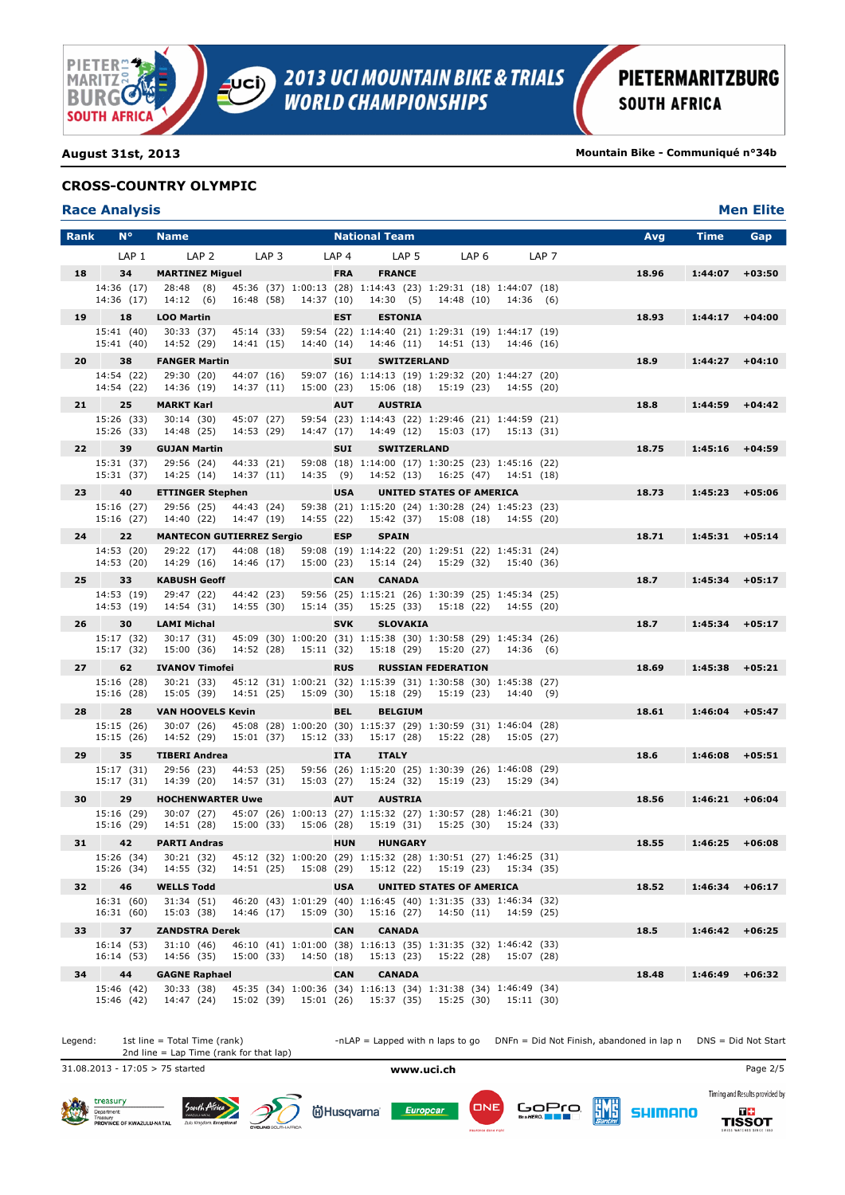**August 31st, 2013**

**Mountain Bike - Communiqué n°34b**

## CROSS-COUNTRY OLYMPIC

### Race Analysis

**Men Elite**

| Rank | N° | Name | | National Team | | | | Avg | Time | Gap |
|---|---|---|---|---|---|---|---|---|---|---|
| | LAP 1 | LAP 2 | LAP 3 | LAP 4 | LAP 5 | LAP 6 | LAP 7 | | | |
| **18** | **34** | **MARTINEZ Miguel** | | **FRA** | **FRANCE** | | | **18.96** | **1:44:07** | **+03:50** |
| | 14:36 (17) | 28:48 (8) | 45:36 (37) | 1:00:13 (28) | 1:14:43 (23) | 1:29:31 (18) | 1:44:07 (18) | | | |
| | 14:36 (17) | 14:12 (6) | 16:48 (58) | 14:37 (10) | 14:30 (5) | 14:48 (10) | 14:36 (6) | | | |
| **19** | **18** | **LOO Martin** | | **EST** | **ESTONIA** | | | **18.93** | **1:44:17** | **+04:00** |
| | 15:41 (40) | 30:33 (37) | 45:14 (33) | 59:54 (22) | 1:14:40 (21) | 1:29:31 (19) | 1:44:17 (19) | | | |
| | 15:41 (40) | 14:52 (29) | 14:41 (15) | 14:40 (14) | 14:46 (11) | 14:51 (13) | 14:46 (16) | | | |
| **20** | **38** | **FANGER Martin** | | **SUI** | **SWITZERLAND** | | | **18.9** | **1:44:27** | **+04:10** |
| | 14:54 (22) | 29:30 (20) | 44:07 (16) | 59:07 (16) | 1:14:13 (19) | 1:29:32 (20) | 1:44:27 (20) | | | |
| | 14:54 (22) | 14:36 (19) | 14:37 (11) | 15:00 (23) | 15:06 (18) | 15:19 (23) | 14:55 (20) | | | |
| **21** | **25** | **MARKT Karl** | | **AUT** | **AUSTRIA** | | | **18.8** | **1:44:59** | **+04:42** |
| | 15:26 (33) | 30:14 (30) | 45:07 (27) | 59:54 (23) | 1:14:43 (22) | 1:29:46 (21) | 1:44:59 (21) | | | |
| | 15:26 (33) | 14:48 (25) | 14:53 (29) | 14:47 (17) | 14:49 (12) | 15:03 (17) | 15:13 (31) | | | |
| **22** | **39** | **GUJAN Martin** | | **SUI** | **SWITZERLAND** | | | **18.75** | **1:45:16** | **+04:59** |
| | 15:31 (37) | 29:56 (24) | 44:33 (21) | 59:08 (18) | 1:14:00 (17) | 1:30:25 (23) | 1:45:16 (22) | | | |
| | 15:31 (37) | 14:25 (14) | 14:37 (11) | 14:35 (9) | 14:52 (13) | 16:25 (47) | 14:51 (18) | | | |
| **23** | **40** | **ETTINGER Stephen** | | **USA** | **UNITED STATES OF AMERICA** | | | **18.73** | **1:45:23** | **+05:06** |
| | 15:16 (27) | 29:56 (25) | 44:43 (24) | 59:38 (21) | 1:15:20 (24) | 1:30:28 (24) | 1:45:23 (23) | | | |
| | 15:16 (27) | 14:40 (22) | 14:47 (19) | 14:55 (22) | 15:42 (37) | 15:08 (18) | 14:55 (20) | | | |
| **24** | **22** | **MANTECON GUTIERREZ Sergio** | | **ESP** | **SPAIN** | | | **18.71** | **1:45:31** | **+05:14** |
| | 14:53 (20) | 29:22 (17) | 44:08 (18) | 59:08 (19) | 1:14:22 (20) | 1:29:51 (22) | 1:45:31 (24) | | | |
| | 14:53 (20) | 14:29 (16) | 14:46 (17) | 15:00 (23) | 15:14 (24) | 15:29 (32) | 15:40 (36) | | | |
| **25** | **33** | **KABUSH Geoff** | | **CAN** | **CANADA** | | | **18.7** | **1:45:34** | **+05:17** |
| | 14:53 (19) | 29:47 (22) | 44:42 (23) | 59:56 (25) | 1:15:21 (26) | 1:30:39 (25) | 1:45:34 (25) | | | |
| | 14:53 (19) | 14:54 (31) | 14:55 (30) | 15:14 (35) | 15:25 (33) | 15:18 (22) | 14:55 (20) | | | |
| **26** | **30** | **LAMI Michal** | | **SVK** | **SLOVAKIA** | | | **18.7** | **1:45:34** | **+05:17** |
| | 15:17 (32) | 30:17 (31) | 45:09 (30) | 1:00:20 (31) | 1:15:38 (30) | 1:30:58 (29) | 1:45:34 (26) | | | |
| | 15:17 (32) | 15:00 (36) | 14:52 (28) | 15:11 (32) | 15:18 (29) | 15:20 (27) | 14:36 (6) | | | |
| **27** | **62** | **IVANOV Timofei** | | **RUS** | **RUSSIAN FEDERATION** | | | **18.69** | **1:45:38** | **+05:21** |
| | 15:16 (28) | 30:21 (33) | 45:12 (31) | 1:00:21 (32) | 1:15:39 (31) | 1:30:58 (30) | 1:45:38 (27) | | | |
| | 15:16 (28) | 15:05 (39) | 14:51 (25) | 15:09 (30) | 15:18 (29) | 15:19 (23) | 14:40 (9) | | | |
| **28** | **28** | **VAN HOOVELS Kevin** | | **BEL** | **BELGIUM** | | | **18.61** | **1:46:04** | **+05:47** |
| | 15:15 (26) | 30:07 (26) | 45:08 (28) | 1:00:20 (30) | 1:15:37 (29) | 1:30:59 (31) | 1:46:04 (28) | | | |
| | 15:15 (26) | 14:52 (29) | 15:01 (37) | 15:12 (33) | 15:17 (28) | 15:22 (28) | 15:05 (27) | | | |
| **29** | **35** | **TIBERI Andrea** | | **ITA** | **ITALY** | | | **18.6** | **1:46:08** | **+05:51** |
| | 15:17 (31) | 29:56 (23) | 44:53 (25) | 59:56 (26) | 1:15:20 (25) | 1:30:39 (26) | 1:46:08 (29) | | | |
| | 15:17 (31) | 14:39 (20) | 14:57 (31) | 15:03 (27) | 15:24 (32) | 15:19 (23) | 15:29 (34) | | | |
| **30** | **29** | **HOCHENWARTER Uwe** | | **AUT** | **AUSTRIA** | | | **18.56** | **1:46:21** | **+06:04** |
| | 15:16 (29) | 30:07 (27) | 45:07 (26) | 1:00:13 (27) | 1:15:32 (27) | 1:30:57 (28) | 1:46:21 (30) | | | |
| | 15:16 (29) | 14:51 (28) | 15:00 (33) | 15:06 (28) | 15:19 (31) | 15:25 (30) | 15:24 (33) | | | |
| **31** | **42** | **PARTI Andras** | | **HUN** | **HUNGARY** | | | **18.55** | **1:46:25** | **+06:08** |
| | 15:26 (34) | 30:21 (32) | 45:12 (32) | 1:00:20 (29) | 1:15:32 (28) | 1:30:51 (27) | 1:46:25 (31) | | | |
| | 15:26 (34) | 14:55 (32) | 14:51 (25) | 15:08 (29) | 15:12 (22) | 15:19 (23) | 15:34 (35) | | | |
| **32** | **46** | **WELLS Todd** | | **USA** | **UNITED STATES OF AMERICA** | | | **18.52** | **1:46:34** | **+06:17** |
| | 16:31 (60) | 31:34 (51) | 46:20 (43) | 1:01:29 (40) | 1:16:45 (40) | 1:31:35 (33) | 1:46:34 (32) | | | |
| | 16:31 (60) | 15:03 (38) | 14:46 (17) | 15:09 (30) | 15:16 (27) | 14:50 (11) | 14:59 (25) | | | |
| **33** | **37** | **ZANDSTRA Derek** | | **CAN** | **CANADA** | | | **18.5** | **1:46:42** | **+06:25** |
| | 16:14 (53) | 31:10 (46) | 46:10 (41) | 1:01:00 (38) | 1:16:13 (35) | 1:31:35 (32) | 1:46:42 (33) | | | |
| | 16:14 (53) | 14:56 (35) | 15:00 (33) | 14:50 (18) | 15:13 (23) | 15:22 (28) | 15:07 (28) | | | |
| **34** | **44** | **GAGNE Raphael** | | **CAN** | **CANADA** | | | **18.48** | **1:46:49** | **+06:32** |
| | 15:46 (42) | 30:33 (38) | 45:35 (34) | 1:00:36 (34) | 1:16:13 (34) | 1:31:38 (34) | 1:46:49 (34) | | | |
| | 15:46 (42) | 14:47 (24) | 15:02 (39) | 15:01 (26) | 15:37 (35) | 15:25 (30) | 15:11 (30) | | | |

Legend: 1st line = Total Time (rank)
2nd line = Lap Time (rank for that lap)

-nLAP = Lapped with n laps to go DNFn = Did Not Finish, abandoned in lap n DNS = Did Not Start

31.08.2013 - 17:05 > 75 started

www.uci.ch

Timing and Results provided by TISSOT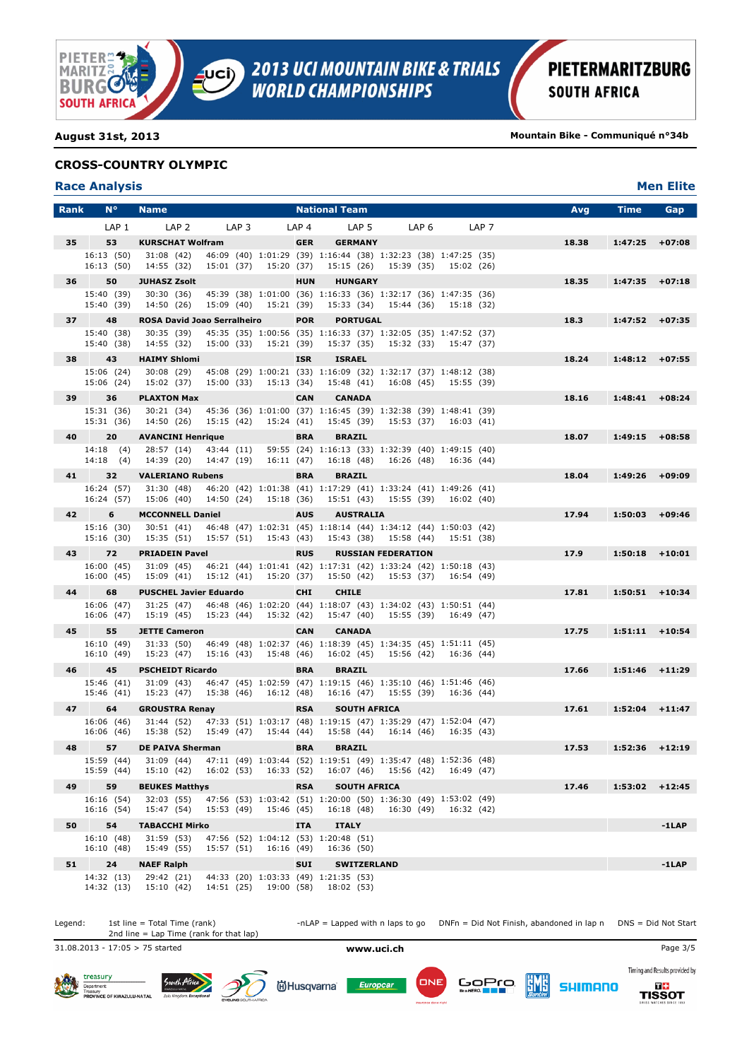August 31st, 2013

Mountain Bike - Communiqué n°34b

## CROSS-COUNTRY OLYMPIC

### Race Analysis

**Men Elite**

| Rank | N° | Name | National Team | | LAP 1 | LAP 2 | LAP 3 | LAP 4 | LAP 5 | LAP 6 | LAP 7 | Avg | Time | Gap |
|---|---|---|---|---|---|---|---|---|---|---|---|---|---|---|
| 35 | 53 | KURSCHAT Wolfram | GER | GERMANY | 16:13 (50) | 31:08 (42) | 46:09 (40) | 1:01:29 (39) | 1:16:44 (38) | 1:32:23 (38) | 1:47:25 (35) | 18.38 | 1:47:25 | +07:08 |
| | | | | | 16:13 (50) | 14:55 (32) | 15:01 (37) | 15:20 (37) | 15:15 (26) | 15:39 (35) | 15:02 (26) | | | |
| 36 | 50 | JUHASZ Zsolt | HUN | HUNGARY | 15:40 (39) | 30:30 (36) | 45:39 (38) | 1:01:00 (36) | 1:16:33 (36) | 1:32:17 (36) | 1:47:35 (36) | 18.35 | 1:47:35 | +07:18 |
| | | | | | 15:40 (39) | 14:50 (26) | 15:09 (40) | 15:21 (39) | 15:33 (34) | 15:44 (36) | 15:18 (32) | | | |
| 37 | 48 | ROSA David Joao Serralheiro | POR | PORTUGAL | 15:40 (38) | 30:35 (39) | 45:35 (35) | 1:00:56 (35) | 1:16:33 (37) | 1:32:05 (35) | 1:47:52 (37) | 18.3 | 1:47:52 | +07:35 |
| | | | | | 15:40 (38) | 14:55 (32) | 15:00 (33) | 15:21 (39) | 15:37 (35) | 15:32 (33) | 15:47 (37) | | | |
| 38 | 43 | HAIMY Shlomi | ISR | ISRAEL | 15:06 (24) | 30:08 (29) | 45:08 (29) | 1:00:21 (33) | 1:16:09 (32) | 1:32:17 (37) | 1:48:12 (38) | 18.24 | 1:48:12 | +07:55 |
| | | | | | 15:06 (24) | 15:02 (37) | 15:00 (33) | 15:13 (34) | 15:48 (41) | 16:08 (45) | 15:55 (39) | | | |
| 39 | 36 | PLAXTON Max | CAN | CANADA | 15:31 (36) | 30:21 (34) | 45:36 (36) | 1:01:00 (37) | 1:16:45 (39) | 1:32:38 (39) | 1:48:41 (39) | 18.16 | 1:48:41 | +08:24 |
| | | | | | 15:31 (36) | 14:50 (26) | 15:15 (42) | 15:24 (41) | 15:45 (39) | 15:53 (37) | 16:03 (41) | | | |
| 40 | 20 | AVANCINI Henrique | BRA | BRAZIL | 14:18 (4) | 28:57 (14) | 43:44 (11) | 59:55 (24) | 1:16:13 (33) | 1:32:39 (40) | 1:49:15 (40) | 18.07 | 1:49:15 | +08:58 |
| | | | | | 14:18 (4) | 14:39 (20) | 14:47 (19) | 16:11 (47) | 16:18 (48) | 16:26 (48) | 16:36 (44) | | | |
| 41 | 32 | VALERIANO Rubens | BRA | BRAZIL | 16:24 (57) | 31:30 (48) | 46:20 (42) | 1:01:38 (41) | 1:17:29 (41) | 1:33:24 (41) | 1:49:26 (41) | 18.04 | 1:49:26 | +09:09 |
| | | | | | 16:24 (57) | 15:06 (40) | 14:50 (24) | 15:18 (36) | 15:51 (43) | 15:55 (39) | 16:02 (40) | | | |
| 42 | 6 | MCCONNELL Daniel | AUS | AUSTRALIA | 15:16 (30) | 30:51 (41) | 46:48 (47) | 1:02:31 (45) | 1:18:14 (44) | 1:34:12 (44) | 1:50:03 (42) | 17.94 | 1:50:03 | +09:46 |
| | | | | | 15:16 (30) | 15:35 (51) | 15:57 (51) | 15:43 (43) | 15:43 (38) | 15:58 (44) | 15:51 (38) | | | |
| 43 | 72 | PRIADEIN Pavel | RUS | RUSSIAN FEDERATION | 16:00 (45) | 31:09 (45) | 46:21 (44) | 1:01:41 (42) | 1:17:31 (42) | 1:33:24 (42) | 1:50:18 (43) | 17.9 | 1:50:18 | +10:01 |
| | | | | | 16:00 (45) | 15:09 (41) | 15:12 (41) | 15:20 (37) | 15:50 (42) | 15:53 (37) | 16:54 (49) | | | |
| 44 | 68 | PUSCHEL Javier Eduardo | CHI | CHILE | 16:06 (47) | 31:25 (47) | 46:48 (46) | 1:02:20 (44) | 1:18:07 (43) | 1:34:02 (43) | 1:50:51 (44) | 17.81 | 1:50:51 | +10:34 |
| | | | | | 16:06 (47) | 15:19 (45) | 15:23 (44) | 15:32 (42) | 15:47 (40) | 15:55 (39) | 16:49 (47) | | | |
| 45 | 55 | JETTE Cameron | CAN | CANADA | 16:10 (49) | 31:33 (50) | 46:49 (48) | 1:02:37 (46) | 1:18:39 (45) | 1:34:35 (45) | 1:51:11 (45) | 17.75 | 1:51:11 | +10:54 |
| | | | | | 16:10 (49) | 15:23 (47) | 15:16 (43) | 15:48 (46) | 16:02 (45) | 15:56 (42) | 16:36 (44) | | | |
| 46 | 45 | PSCHEIDT Ricardo | BRA | BRAZIL | 15:46 (41) | 31:09 (43) | 46:47 (45) | 1:02:59 (47) | 1:19:15 (46) | 1:35:10 (46) | 1:51:46 (46) | 17.66 | 1:51:46 | +11:29 |
| | | | | | 15:46 (41) | 15:23 (47) | 15:38 (46) | 16:12 (48) | 16:16 (47) | 15:55 (39) | 16:36 (44) | | | |
| 47 | 64 | GROUSTRA Renay | RSA | SOUTH AFRICA | 16:06 (46) | 31:44 (52) | 47:33 (51) | 1:03:17 (48) | 1:19:15 (47) | 1:35:29 (47) | 1:52:04 (47) | 17.61 | 1:52:04 | +11:47 |
| | | | | | 16:06 (46) | 15:38 (52) | 15:49 (47) | 15:44 (44) | 15:58 (44) | 16:14 (46) | 16:35 (43) | | | |
| 48 | 57 | DE PAIVA Sherman | BRA | BRAZIL | 15:59 (44) | 31:09 (44) | 47:11 (49) | 1:03:44 (52) | 1:19:51 (49) | 1:35:47 (48) | 1:52:36 (48) | 17.53 | 1:52:36 | +12:19 |
| | | | | | 15:59 (44) | 15:10 (42) | 16:02 (53) | 16:33 (52) | 16:07 (46) | 15:56 (42) | 16:49 (47) | | | |
| 49 | 59 | BEUKES Matthys | RSA | SOUTH AFRICA | 16:16 (54) | 32:03 (55) | 47:56 (53) | 1:03:42 (51) | 1:20:00 (50) | 1:36:30 (49) | 1:53:02 (49) | 17.46 | 1:53:02 | +12:45 |
| | | | | | 16:16 (54) | 15:47 (54) | 15:53 (49) | 15:46 (45) | 16:18 (48) | 16:30 (49) | 16:32 (42) | | | |
| 50 | 54 | TABACCHI Mirko | ITA | ITALY | 16:10 (48) | 31:59 (55) | 47:56 (52) | 1:04:12 (53) | 1:20:48 (51) | | | | | -1LAP |
| | | | | | 16:10 (48) | 15:49 (55) | 15:57 (51) | 16:16 (49) | 16:36 (50) | | | | | |
| 51 | 24 | NAEF Ralph | SUI | SWITZERLAND | 14:32 (13) | 29:42 (21) | 44:33 (20) | 1:03:33 (49) | 1:21:35 (53) | | | | | -1LAP |
| | | | | | 14:32 (13) | 15:10 (42) | 14:51 (25) | 19:00 (58) | 18:02 (53) | | | | | |

Legend: 1st line = Total Time (rank) 2nd line = Lap Time (rank for that lap) -nLAP = Lapped with n laps to go DNFn = Did Not Finish, abandoned in lap n DNS = Did Not Start

31.08.2013 - 17:05 > 75 started

www.uci.ch

Timing and Results provided by TISSOT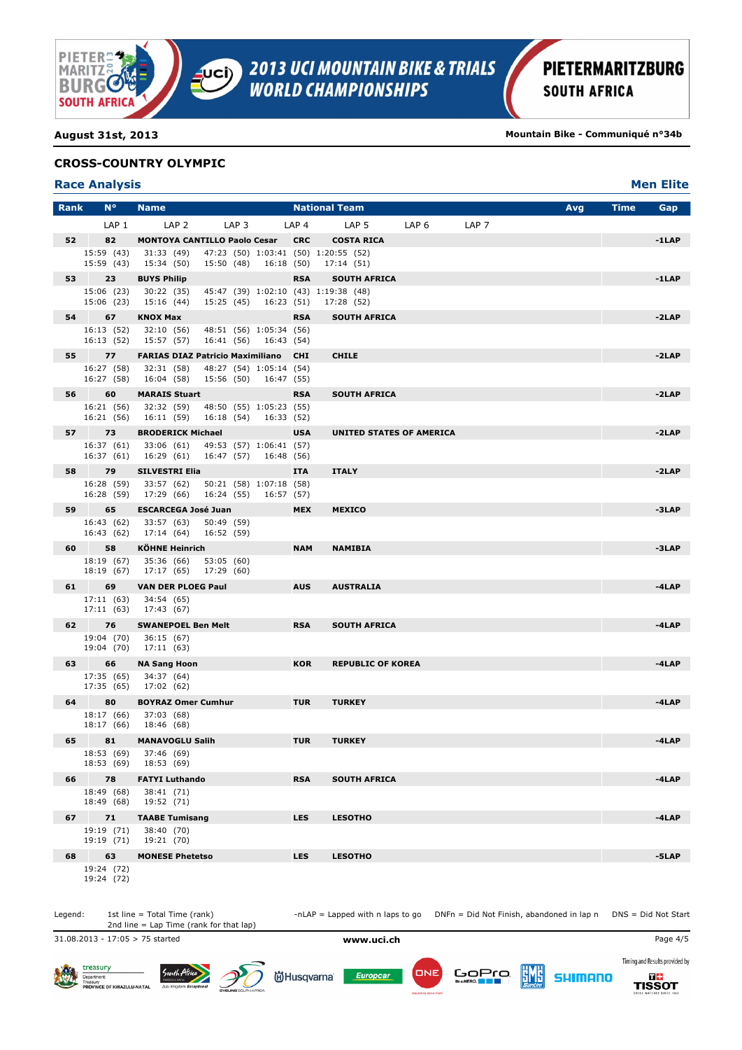**August 31st, 2013** — **Mountain Bike - Communiqué n°34b**

## CROSS-COUNTRY OLYMPIC

### Race Analysis — Men Elite

| Rank | N° | Name | | National Team | Avg | Time | Gap |
|---|---|---|---|---|---|---|---|
| | LAP 1 | LAP 2 | LAP 3 | LAP 4 | LAP 5 | LAP 6 | LAP 7 |
| 52 | 82 | MONTOYA CANTILLO Paolo Cesar | CRC | COSTA RICA | | | -1LAP |
| | 15:59 (43) / 15:59 (43) | 31:33 (49) / 15:34 (50) | 47:23 (50) / 15:50 (48) | 1:03:41 (50) / 16:18 (50) | 1:20:55 (52) / 17:14 (51) | | |
| 53 | 23 | BUYS Philip | RSA | SOUTH AFRICA | | | -1LAP |
| | 15:06 (23) / 15:06 (23) | 30:22 (35) / 15:16 (44) | 45:47 (39) / 15:25 (45) | 1:02:10 (43) / 16:23 (51) | 1:19:38 (48) / 17:28 (52) | | |
| 54 | 67 | KNOX Max | RSA | SOUTH AFRICA | | | -2LAP |
| | 16:13 (52) / 16:13 (52) | 32:10 (56) / 15:57 (57) | 48:51 (56) / 16:41 (56) | 1:05:34 (56) / 16:43 (54) | | | |
| 55 | 77 | FARIAS DIAZ Patricio Maximiliano | CHI | CHILE | | | -2LAP |
| | 16:27 (58) / 16:27 (58) | 32:31 (58) / 16:04 (58) | 48:27 (54) / 15:56 (50) | 1:05:14 (54) / 16:47 (55) | | | |
| 56 | 60 | MARAIS Stuart | RSA | SOUTH AFRICA | | | -2LAP |
| | 16:21 (56) / 16:21 (56) | 32:32 (59) / 16:11 (59) | 48:50 (55) / 16:18 (54) | 1:05:23 (55) / 16:33 (52) | | | |
| 57 | 73 | BRODERICK Michael | USA | UNITED STATES OF AMERICA | | | -2LAP |
| | 16:37 (61) / 16:37 (61) | 33:06 (61) / 16:29 (61) | 49:53 (57) / 16:47 (57) | 1:06:41 (57) / 16:48 (56) | | | |
| 58 | 79 | SILVESTRI Elia | ITA | ITALY | | | -2LAP |
| | 16:28 (59) / 16:28 (59) | 33:57 (62) / 17:29 (66) | 50:21 (58) / 16:24 (55) | 1:07:18 (58) / 16:57 (57) | | | |
| 59 | 65 | ESCARCEGA José Juan | MEX | MEXICO | | | -3LAP |
| | 16:43 (62) / 16:43 (62) | 33:57 (63) / 17:14 (64) | 50:49 (59) / 16:52 (59) | | | | |
| 60 | 58 | KÖHNE Heinrich | NAM | NAMIBIA | | | -3LAP |
| | 18:19 (67) / 18:19 (67) | 35:36 (66) / 17:17 (65) | 53:05 (60) / 17:29 (60) | | | | |
| 61 | 69 | VAN DER PLOEG Paul | AUS | AUSTRALIA | | | -4LAP |
| | 17:11 (63) / 17:11 (63) | 34:54 (65) / 17:43 (67) | | | | | |
| 62 | 76 | SWANEPOEL Ben Melt | RSA | SOUTH AFRICA | | | -4LAP |
| | 19:04 (70) / 19:04 (70) | 36:15 (67) / 17:11 (63) | | | | | |
| 63 | 66 | NA Sang Hoon | KOR | REPUBLIC OF KOREA | | | -4LAP |
| | 17:35 (65) / 17:35 (65) | 34:37 (64) / 17:02 (62) | | | | | |
| 64 | 80 | BOYRAZ Omer Cumhur | TUR | TURKEY | | | -4LAP |
| | 18:17 (66) / 18:17 (66) | 37:03 (68) / 18:46 (68) | | | | | |
| 65 | 81 | MANAVOGLU Salih | TUR | TURKEY | | | -4LAP |
| | 18:53 (69) / 18:53 (69) | 37:46 (69) / 18:53 (69) | | | | | |
| 66 | 78 | FATYI Luthando | RSA | SOUTH AFRICA | | | -4LAP |
| | 18:49 (68) / 18:49 (68) | 38:41 (71) / 19:52 (71) | | | | | |
| 67 | 71 | TAABE Tumisang | LES | LESOTHO | | | -4LAP |
| | 19:19 (71) / 19:19 (71) | 38:40 (70) / 19:21 (70) | | | | | |
| 68 | 63 | MONESE Phetetso | LES | LESOTHO | | | -5LAP |
| | 19:24 (72) / 19:24 (72) | | | | | | |

Legend: 1st line = Total Time (rank); 2nd line = Lap Time (rank for that lap) -nLAP = Lapped with n laps to go DNFn = Did Not Finish, abandoned in lap n DNS = Did Not Start

31.08.2013 - 17:05 > 75 started

www.uci.ch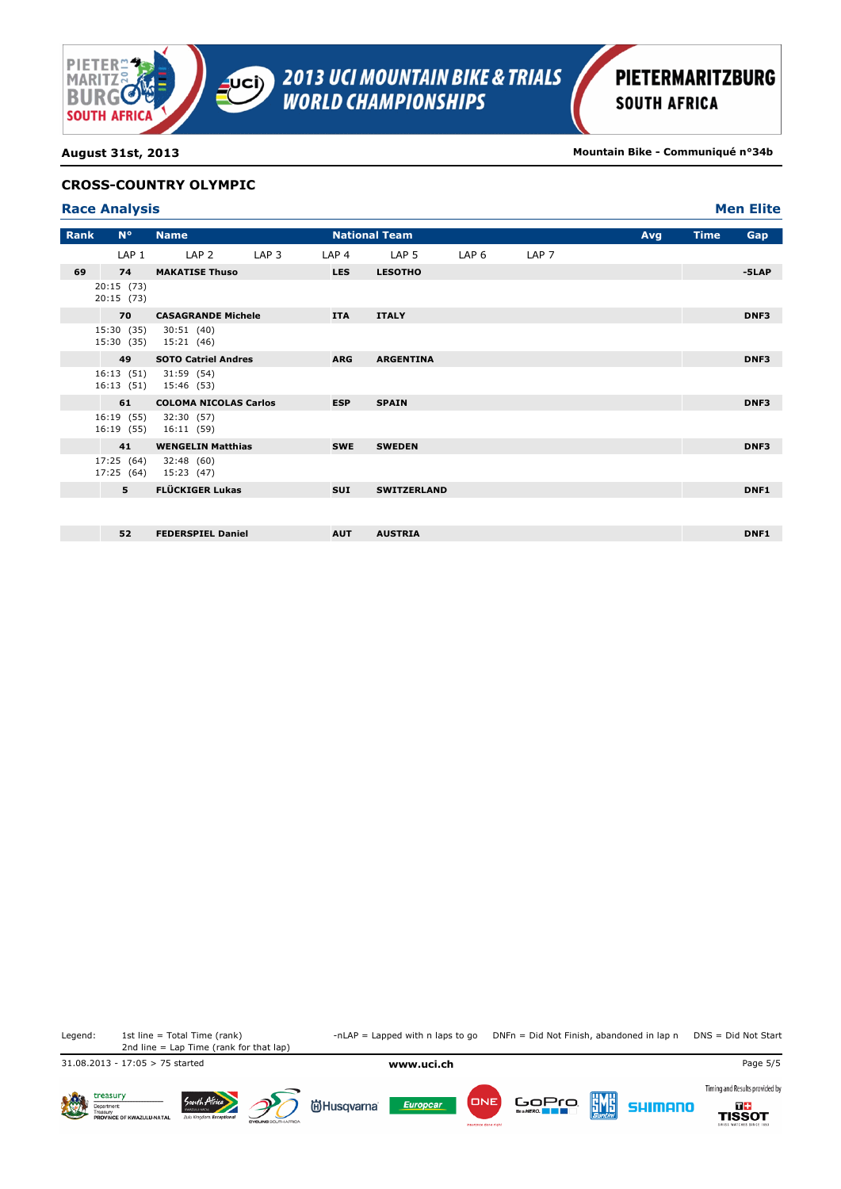August 31st, 2013

Mountain Bike - Communiqué n°34b

## CROSS-COUNTRY OLYMPIC

### Race Analysis

**Men Elite**

| Rank | N° | Name | | National Team | | | | Avg | Time | Gap |
|---|---|---|---|---|---|---|---|---|---|---|
| | LAP 1 | LAP 2 | LAP 3 | LAP 4 | LAP 5 | LAP 6 | LAP 7 | | | |
| 69 | 74 | MAKATISE Thuso | | LES | LESOTHO | | | | | -5LAP |
| | 20:15 (73)<br>20:15 (73) | | | | | | | | | |
| | 70 | CASAGRANDE Michele | | ITA | ITALY | | | | | DNF3 |
| | 15:30 (35)<br>15:30 (35) | 30:51 (40)<br>15:21 (46) | | | | | | | | |
| | 49 | SOTO Catriel Andres | | ARG | ARGENTINA | | | | | DNF3 |
| | 16:13 (51)<br>16:13 (51) | 31:59 (54)<br>15:46 (53) | | | | | | | | |
| | 61 | COLOMA NICOLAS Carlos | | ESP | SPAIN | | | | | DNF3 |
| | 16:19 (55)<br>16:19 (55) | 32:30 (57)<br>16:11 (59) | | | | | | | | |
| | 41 | WENGELIN Matthias | | SWE | SWEDEN | | | | | DNF3 |
| | 17:25 (64)<br>17:25 (64) | 32:48 (60)<br>15:23 (47) | | | | | | | | |
| | 5 | FLÜCKIGER Lukas | | SUI | SWITZERLAND | | | | | DNF1 |
| | 52 | FEDERSPIEL Daniel | | AUT | AUSTRIA | | | | | DNF1 |

Legend: 1st line = Total Time (rank)
2nd line = Lap Time (rank for that lap)

-nLAP = Lapped with n laps to go  DNFn = Did Not Finish, abandoned in lap n  DNS = Did Not Start

31.08.2013 - 17:05 > 75 started

www.uci.ch

Timing and Results provided by TISSOT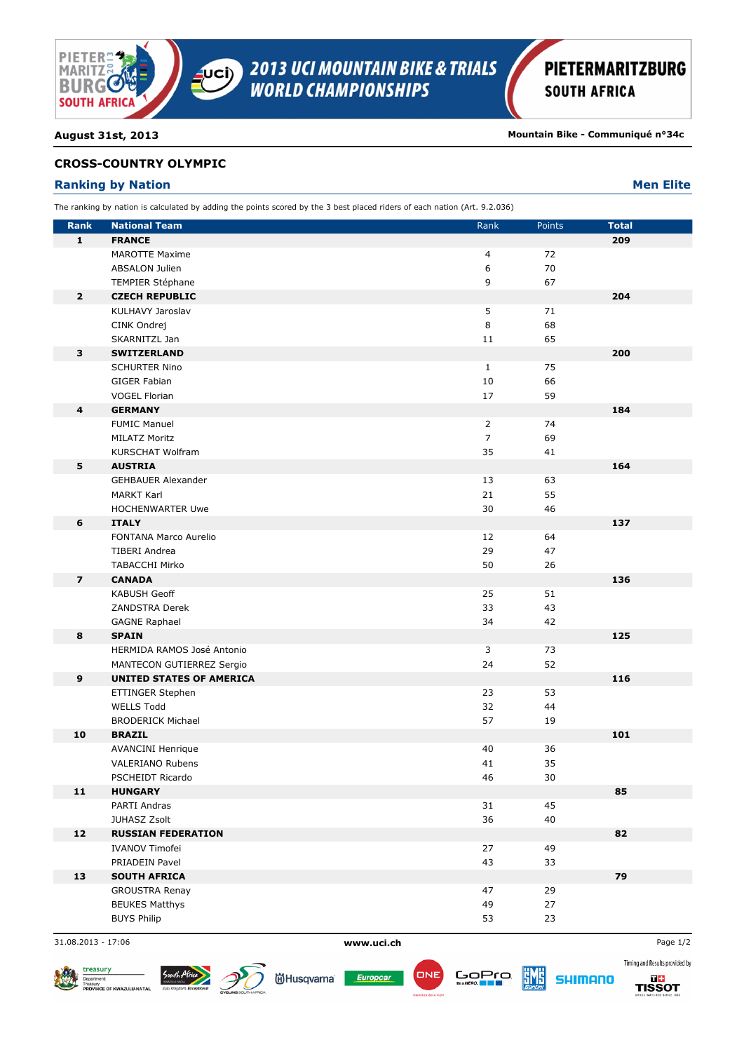**August 31st, 2013** **Mountain Bike - Communiqué n°34c**

## CROSS-COUNTRY OLYMPIC

### Ranking by Nation — Men Elite

The ranking by nation is calculated by adding the points scored by the 3 best placed riders of each nation (Art. 9.2.036)

| Rank | National Team | Rank | Points | Total |
|---|---|---|---|---|
| **1** | **FRANCE** | | | **209** |
| | MAROTTE Maxime | 4 | 72 | |
| | ABSALON Julien | 6 | 70 | |
| | TEMPIER Stéphane | 9 | 67 | |
| **2** | **CZECH REPUBLIC** | | | **204** |
| | KULHAVY Jaroslav | 5 | 71 | |
| | CINK Ondrej | 8 | 68 | |
| | SKARNITZL Jan | 11 | 65 | |
| **3** | **SWITZERLAND** | | | **200** |
| | SCHURTER Nino | 1 | 75 | |
| | GIGER Fabian | 10 | 66 | |
| | VOGEL Florian | 17 | 59 | |
| **4** | **GERMANY** | | | **184** |
| | FUMIC Manuel | 2 | 74 | |
| | MILATZ Moritz | 7 | 69 | |
| | KURSCHAT Wolfram | 35 | 41 | |
| **5** | **AUSTRIA** | | | **164** |
| | GEHBAUER Alexander | 13 | 63 | |
| | MARKT Karl | 21 | 55 | |
| | HOCHENWARTER Uwe | 30 | 46 | |
| **6** | **ITALY** | | | **137** |
| | FONTANA Marco Aurelio | 12 | 64 | |
| | TIBERI Andrea | 29 | 47 | |
| | TABACCHI Mirko | 50 | 26 | |
| **7** | **CANADA** | | | **136** |
| | KABUSH Geoff | 25 | 51 | |
| | ZANDSTRA Derek | 33 | 43 | |
| | GAGNE Raphael | 34 | 42 | |
| **8** | **SPAIN** | | | **125** |
| | HERMIDA RAMOS José Antonio | 3 | 73 | |
| | MANTECON GUTIERREZ Sergio | 24 | 52 | |
| **9** | **UNITED STATES OF AMERICA** | | | **116** |
| | ETTINGER Stephen | 23 | 53 | |
| | WELLS Todd | 32 | 44 | |
| | BRODERICK Michael | 57 | 19 | |
| **10** | **BRAZIL** | | | **101** |
| | AVANCINI Henrique | 40 | 36 | |
| | VALERIANO Rubens | 41 | 35 | |
| | PSCHEIDT Ricardo | 46 | 30 | |
| **11** | **HUNGARY** | | | **85** |
| | PARTI Andras | 31 | 45 | |
| | JUHASZ Zsolt | 36 | 40 | |
| **12** | **RUSSIAN FEDERATION** | | | **82** |
| | IVANOV Timofei | 27 | 49 | |
| | PRIADEIN Pavel | 43 | 33 | |
| **13** | **SOUTH AFRICA** | | | **79** |
| | GROUSTRA Renay | 47 | 29 | |
| | BEUKES Matthys | 49 | 27 | |
| | BUYS Philip | 53 | 23 | |

31.08.2013 - 17:06 www.uci.ch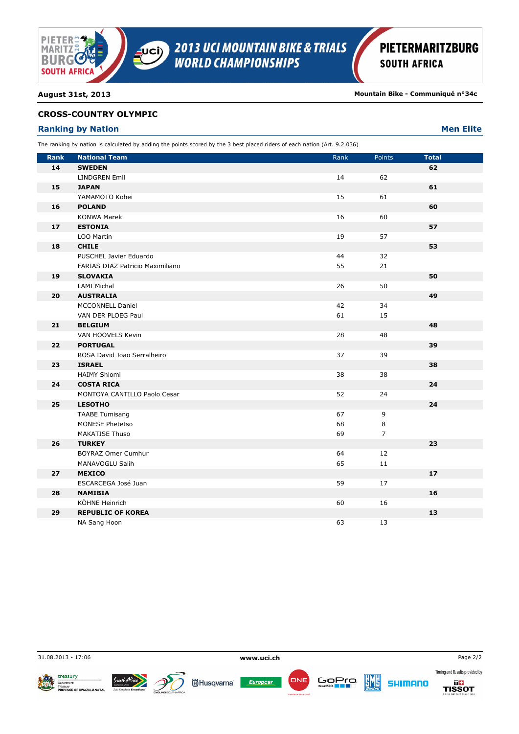August 31st, 2013 — Mountain Bike - Communiqué n°34c

## CROSS-COUNTRY OLYMPIC

### Ranking by Nation — Men Elite

The ranking by nation is calculated by adding the points scored by the 3 best placed riders of each nation (Art. 9.2.036)

| Rank | National Team | Rank | Points | Total |
|---|---|---|---|---|
| 14 | **SWEDEN** | | | **62** |
| | LINDGREN Emil | 14 | 62 | |
| 15 | **JAPAN** | | | **61** |
| | YAMAMOTO Kohei | 15 | 61 | |
| 16 | **POLAND** | | | **60** |
| | KONWA Marek | 16 | 60 | |
| 17 | **ESTONIA** | | | **57** |
| | LOO Martin | 19 | 57 | |
| 18 | **CHILE** | | | **53** |
| | PUSCHEL Javier Eduardo | 44 | 32 | |
| | FARIAS DIAZ Patricio Maximiliano | 55 | 21 | |
| 19 | **SLOVAKIA** | | | **50** |
| | LAMI Michal | 26 | 50 | |
| 20 | **AUSTRALIA** | | | **49** |
| | MCCONNELL Daniel | 42 | 34 | |
| | VAN DER PLOEG Paul | 61 | 15 | |
| 21 | **BELGIUM** | | | **48** |
| | VAN HOOVELS Kevin | 28 | 48 | |
| 22 | **PORTUGAL** | | | **39** |
| | ROSA David Joao Serralheiro | 37 | 39 | |
| 23 | **ISRAEL** | | | **38** |
| | HAIMY Shlomi | 38 | 38 | |
| 24 | **COSTA RICA** | | | **24** |
| | MONTOYA CANTILLO Paolo Cesar | 52 | 24 | |
| 25 | **LESOTHO** | | | **24** |
| | TAABE Tumisang | 67 | 9 | |
| | MONESE Phetetso | 68 | 8 | |
| | MAKATISE Thuso | 69 | 7 | |
| 26 | **TURKEY** | | | **23** |
| | BOYRAZ Omer Cumhur | 64 | 12 | |
| | MANAVOGLU Salih | 65 | 11 | |
| 27 | **MEXICO** | | | **17** |
| | ESCARCEGA José Juan | 59 | 17 | |
| 28 | **NAMIBIA** | | | **16** |
| | KÖHNE Heinrich | 60 | 16 | |
| 29 | **REPUBLIC OF KOREA** | | | **13** |
| | NA Sang Hoon | 63 | 13 | |

31.08.2013 - 17:06 www.uci.ch

Timing and Results provided by TISSOT